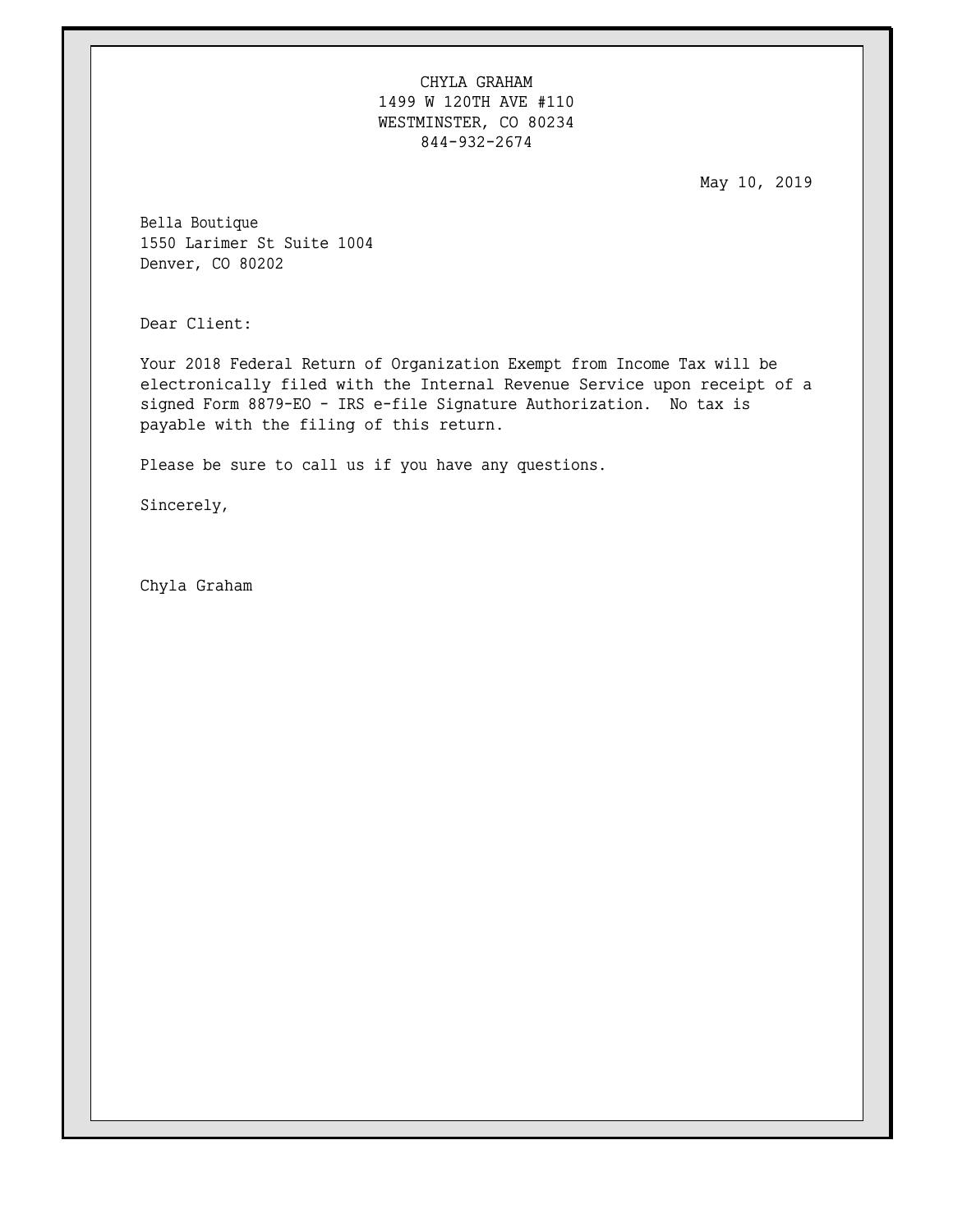CHYLA GRAHAM
1499 W 120TH AVE #110
WESTMINSTER, CO 80234
844-932-2674

May 10, 2019

Bella Boutique
1550 Larimer St Suite 1004
Denver, CO 80202

Dear Client:

Your 2018 Federal Return of Organization Exempt from Income Tax will be electronically filed with the Internal Revenue Service upon receipt of a signed Form 8879-EO - IRS e-file Signature Authorization. No tax is payable with the filing of this return.

Please be sure to call us if you have any questions.

Sincerely,

Chyla Graham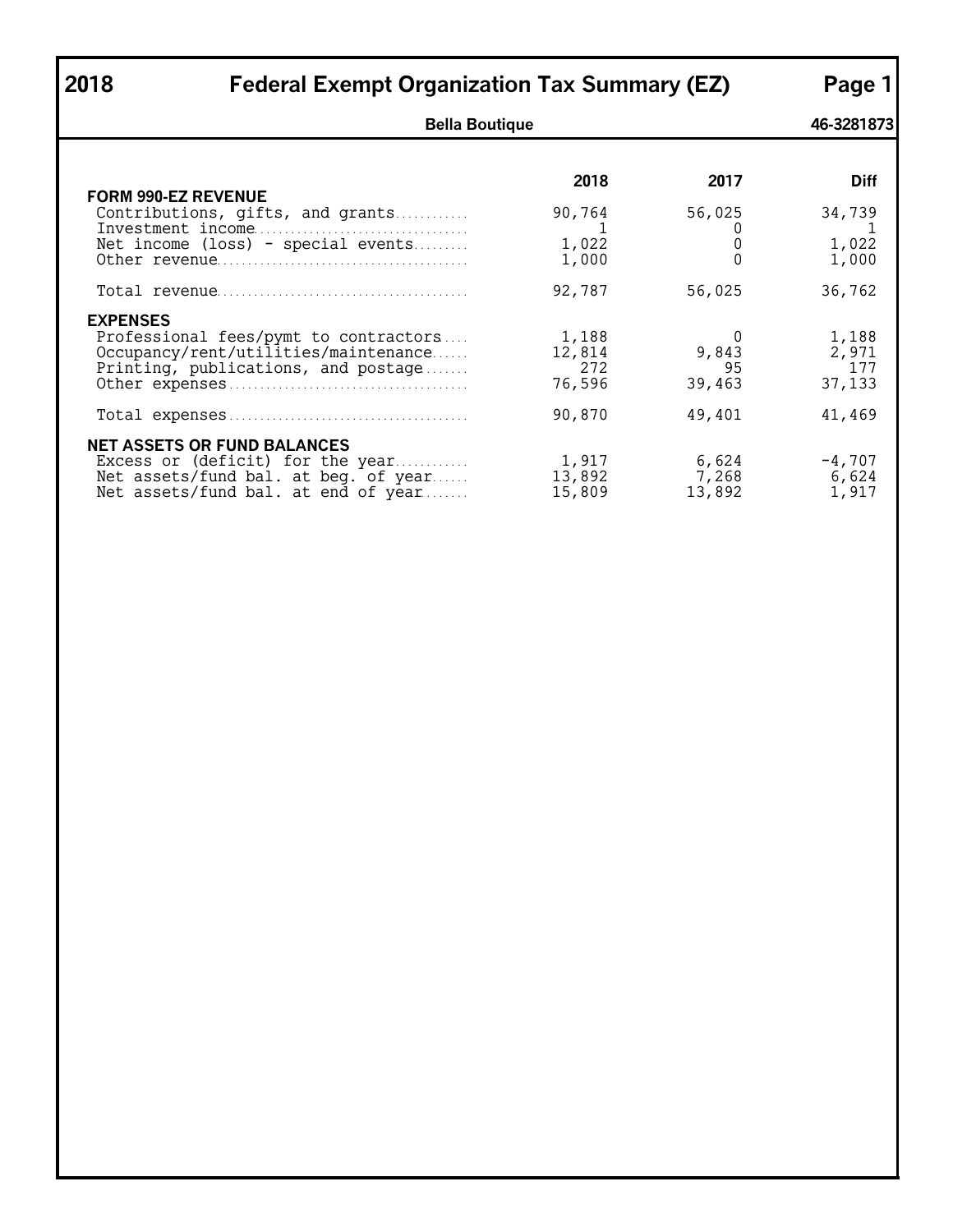# 2018 Federal Exempt Organization Tax Summary (EZ)

**Bella Boutique** 46-3281873

| | 2018 | 2017 | Diff |
|---|---|---|---|
| **FORM 990-EZ REVENUE** | | | |
| Contributions, gifts, and grants | 90,764 | 56,025 | 34,739 |
| Investment income | 1 | 0 | 1 |
| Net income (loss) - special events | 1,022 | 0 | 1,022 |
| Other revenue | 1,000 | 0 | 1,000 |
| Total revenue | 92,787 | 56,025 | 36,762 |
| **EXPENSES** | | | |
| Professional fees/pymt to contractors | 1,188 | 0 | 1,188 |
| Occupancy/rent/utilities/maintenance | 12,814 | 9,843 | 2,971 |
| Printing, publications, and postage | 272 | 95 | 177 |
| Other expenses | 76,596 | 39,463 | 37,133 |
| Total expenses | 90,870 | 49,401 | 41,469 |
| **NET ASSETS OR FUND BALANCES** | | | |
| Excess or (deficit) for the year | 1,917 | 6,624 | -4,707 |
| Net assets/fund bal. at beg. of year | 13,892 | 7,268 | 6,624 |
| Net assets/fund bal. at end of year | 15,809 | 13,892 | 1,917 |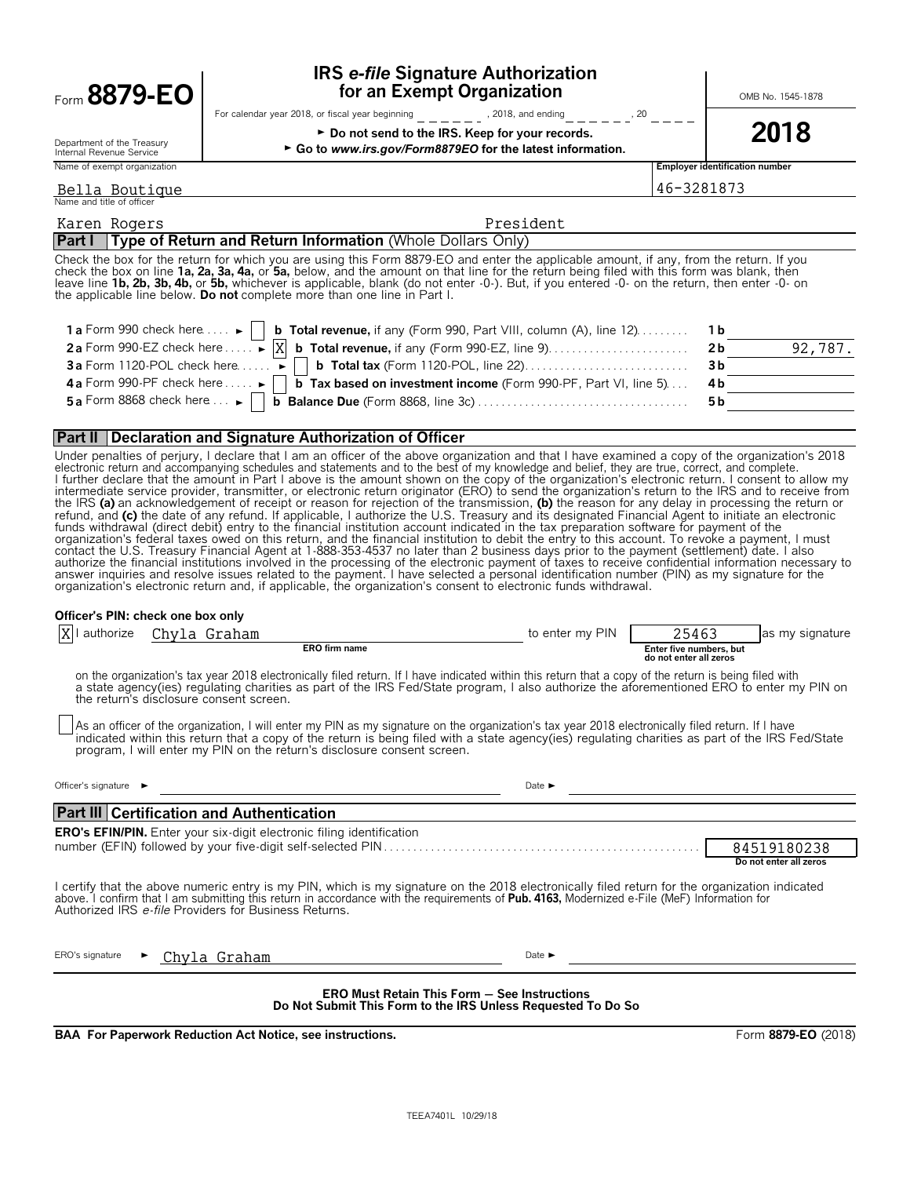Form **8879-EO**

Department of the Treasury
Internal Revenue Service

# IRS *e-file* Signature Authorization for an Exempt Organization

For calendar year 2018, or fiscal year beginning ______, 2018, and ending ______, 20 ____

► **Do not send to the IRS. Keep for your records.**

► **Go to *www.irs.gov/Form8879EO* for the latest information.**

OMB No. 1545-1878

**2018**

| Name of exempt organization | Employer identification number |
|---|---|
| Bella Boutique | 46-3281873 |

Name and title of officer

Karen Rogers President

## Part I Type of Return and Return Information (Whole Dollars Only)

Check the box for the return for which you are using this Form 8879-EO and enter the applicable amount, if any, from the return. If you check the box on line **1a, 2a, 3a, 4a,** or **5a,** below, and the amount on that line for the return being filed with this form was blank, then leave line **1b, 2b, 3b, 4b,** or **5b,** whichever is applicable, blank (do not enter -0-). But, if you entered -0- on the return, then enter -0- on the applicable line below. **Do not** complete more than one line in Part I.

| | | | |
|---|---|---|---|
| **1 a** Form 990 check here ► [ ] | **b Total revenue,** if any (Form 990, Part VIII, column (A), line 12) | **1 b** | |
| **2 a** Form 990-EZ check here ► [X] | **b Total revenue,** if any (Form 990-EZ, line 9) | **2 b** | 92,787. |
| **3 a** Form 1120-POL check here ► [ ] | **b Total tax** (Form 1120-POL, line 22) | **3 b** | |
| **4 a** Form 990-PF check here ► [ ] | **b Tax based on investment income** (Form 990-PF, Part VI, line 5) | **4 b** | |
| **5 a** Form 8868 check here ► [ ] | **b Balance Due** (Form 8868, line 3c) | **5 b** | |

## Part II Declaration and Signature Authorization of Officer

Under penalties of perjury, I declare that I am an officer of the above organization and that I have examined a copy of the organization's 2018 electronic return and accompanying schedules and statements and to the best of my knowledge and belief, they are true, correct, and complete. I further declare that the amount in Part I above is the amount shown on the copy of the organization's electronic return. I consent to allow my intermediate service provider, transmitter, or electronic return originator (ERO) to send the organization's return to the IRS and to receive from the IRS **(a)** an acknowledgement of receipt or reason for rejection of the transmission, **(b)** the reason for any delay in processing the return or refund, and **(c)** the date of any refund. If applicable, I authorize the U.S. Treasury and its designated Financial Agent to initiate an electronic funds withdrawal (direct debit) entry to the financial institution account indicated in the tax preparation software for payment of the organization's federal taxes owed on this return, and the financial institution to debit the entry to this account. To revoke a payment, I must contact the U.S. Treasury Financial Agent at 1-888-353-4537 no later than 2 business days prior to the payment (settlement) date. I also authorize the financial institutions involved in the processing of the electronic payment of taxes to receive confidential information necessary to answer inquiries and resolve issues related to the payment. I have selected a personal identification number (PIN) as my signature for the organization's electronic return and, if applicable, the organization's consent to electronic funds withdrawal.

**Officer's PIN: check one box only**

[X] I authorize Chyla Graham (**ERO firm name**) to enter my PIN 25463 (Enter five numbers, but do not enter all zeros) as my signature on the organization's tax year 2018 electronically filed return. If I have indicated within this return that a copy of the return is being filed with a state agency(ies) regulating charities as part of the IRS Fed/State program, I also authorize the aforementioned ERO to enter my PIN on the return's disclosure consent screen.

[ ] As an officer of the organization, I will enter my PIN as my signature on the organization's tax year 2018 electronically filed return. If I have indicated within this return that a copy of the return is being filed with a state agency(ies) regulating charities as part of the IRS Fed/State program, I will enter my PIN on the return's disclosure consent screen.

Officer's signature ► ______________________ Date ► ______________

## Part III Certification and Authentication

**ERO's EFIN/PIN.** Enter your six-digit electronic filing identification number (EFIN) followed by your five-digit self-selected PIN: 84519180238 (Do not enter all zeros)

I certify that the above numeric entry is my PIN, which is my signature on the 2018 electronically filed return for the organization indicated above. I confirm that I am submitting this return in accordance with the requirements of **Pub. 4163,** Modernized e-File (MeF) Information for Authorized IRS *e-file* Providers for Business Returns.

ERO's signature ► Chyla Graham Date ► ______________

**ERO Must Retain This Form — See Instructions**
**Do Not Submit This Form to the IRS Unless Requested To Do So**

**BAA For Paperwork Reduction Act Notice, see instructions.** Form **8879-EO** (2018)

TEEA7401L 10/29/18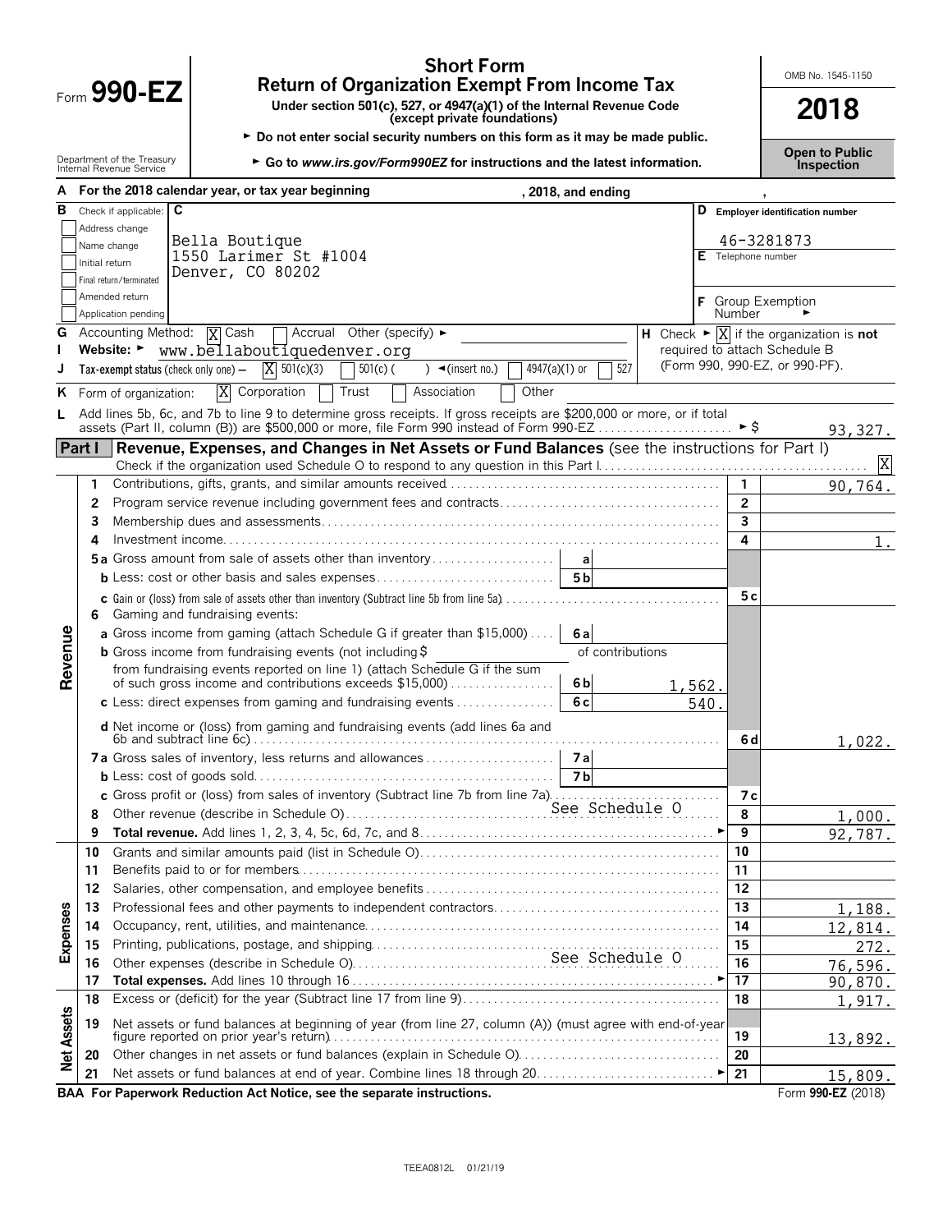# Form 990-EZ

## Short Form
## Return of Organization Exempt From Income Tax

**Under section 501(c), 527, or 4947(a)(1) of the Internal Revenue Code (except private foundations)**

► Do not enter social security numbers on this form as it may be made public.

► Go to *www.irs.gov/Form990EZ* for instructions and the latest information.

Department of the Treasury
Internal Revenue Service

OMB No. 1545-1150

**2018**

**Open to Public Inspection**

**A** For the 2018 calendar year, or tax year beginning , 2018, and ending ,

**B** Check if applicable:
- [ ] Address change
- [ ] Name change
- [ ] Initial return
- [ ] Final return/terminated
- [ ] Amended return
- [ ] Application pending

**C**
Bella Boutique
1550 Larimer St #1004
Denver, CO 80202

**D** Employer identification number: 46-3281873

**E** Telephone number

**F** Group Exemption Number ►

**G** Accounting Method: [X] Cash [ ] Accrual Other (specify) ►

**H** Check ► [X] if the organization is **not** required to attach Schedule B (Form 990, 990-EZ, or 990-PF).

**I** Website: ► www.bellaboutiquedenver.org

**J** Tax-exempt status (check only one) — [X] 501(c)(3) [ ] 501(c) ( ) ◄(insert no.) [ ] 4947(a)(1) or [ ] 527

**K** Form of organization: [X] Corporation [ ] Trust [ ] Association [ ] Other

**L** Add lines 5b, 6c, and 7b to line 9 to determine gross receipts. If gross receipts are $200,000 or more, or if total assets (Part II, column (B)) are $500,000 or more, file Form 990 instead of Form 990-EZ ► $ 93,327.

## Part I Revenue, Expenses, and Changes in Net Assets or Fund Balances (see the instructions for Part I)

Check if the organization used Schedule O to respond to any question in this Part I [X]

### Revenue

| Line | Description | | | Line | Amount |
|---|---|---|---|---|---|
| 1 | Contributions, gifts, grants, and similar amounts received | | | 1 | 90,764. |
| 2 | Program service revenue including government fees and contracts | | | 2 | |
| 3 | Membership dues and assessments | | | 3 | |
| 4 | Investment income | | | 4 | 1. |
| 5a | Gross amount from sale of assets other than inventory | 5a | | | |
| b | Less: cost or other basis and sales expenses | 5b | | | |
| c | Gain or (loss) from sale of assets other than inventory (Subtract line 5b from line 5a) | | | 5c | |
| 6 | Gaming and fundraising events: | | | | |
| a | Gross income from gaming (attach Schedule G if greater than $15,000) | 6a | | | |
| b | Gross income from fundraising events (not including $ of contributions from fundraising events reported on line 1) (attach Schedule G if the sum of such gross income and contributions exceeds $15,000) | 6b | 1,562. | | |
| c | Less: direct expenses from gaming and fundraising events | 6c | 540. | | |
| d | Net income or (loss) from gaming and fundraising events (add lines 6a and 6b and subtract line 6c) | | | 6d | 1,022. |
| 7a | Gross sales of inventory, less returns and allowances | 7a | | | |
| b | Less: cost of goods sold | 7b | | | |
| c | Gross profit or (loss) from sales of inventory (Subtract line 7b from line 7a) | | | 7c | |
| 8 | Other revenue (describe in Schedule O) See Schedule O | | | 8 | 1,000. |
| 9 | **Total revenue.** Add lines 1, 2, 3, 4, 5c, 6d, 7c, and 8 ► | | | 9 | 92,787. |

### Expenses

| Line | Description | Line | Amount |
|---|---|---|---|
| 10 | Grants and similar amounts paid (list in Schedule O) | 10 | |
| 11 | Benefits paid to or for members | 11 | |
| 12 | Salaries, other compensation, and employee benefits | 12 | |
| 13 | Professional fees and other payments to independent contractors | 13 | 1,188. |
| 14 | Occupancy, rent, utilities, and maintenance | 14 | 12,814. |
| 15 | Printing, publications, postage, and shipping | 15 | 272. |
| 16 | Other expenses (describe in Schedule O) See Schedule O | 16 | 76,596. |
| 17 | **Total expenses.** Add lines 10 through 16 ► | 17 | 90,870. |

### Net Assets

| Line | Description | Line | Amount |
|---|---|---|---|
| 18 | Excess or (deficit) for the year (Subtract line 17 from line 9) | 18 | 1,917. |
| 19 | Net assets or fund balances at beginning of year (from line 27, column (A)) (must agree with end-of-year figure reported on prior year's return) | 19 | 13,892. |
| 20 | Other changes in net assets or fund balances (explain in Schedule O) | 20 | |
| 21 | Net assets or fund balances at end of year. Combine lines 18 through 20 ► | 21 | 15,809. |

**BAA For Paperwork Reduction Act Notice, see the separate instructions.**

Form **990-EZ** (2018)

TEEA0812L 01/21/19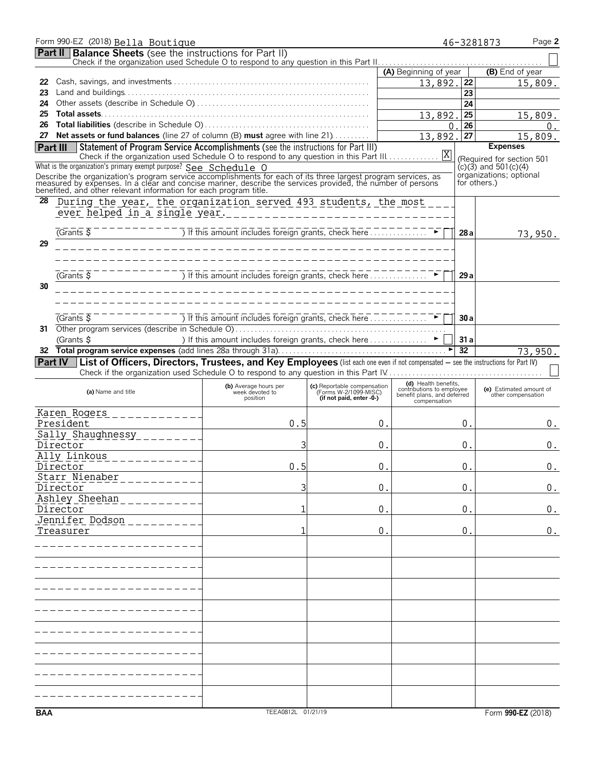Form 990-EZ (2018) Bella Boutique 46-3281873 Page 2

## Part II Balance Sheets (see the instructions for Part II)

Check if the organization used Schedule O to respond to any question in this Part II. ☐

| | | (A) Beginning of year | | (B) End of year |
|---|---|---|---|---|
| 22 | Cash, savings, and investments | 13,892. | 22 | 15,809. |
| 23 | Land and buildings | | 23 | |
| 24 | Other assets (describe in Schedule O) | | 24 | |
| 25 | **Total assets** | 13,892. | 25 | 15,809. |
| 26 | **Total liabilities** (describe in Schedule O) | 0. | 26 | 0. |
| 27 | **Net assets or fund balances** (line 27 of column (B) **must** agree with line 21) | 13,892. | 27 | 15,809. |

## Part III Statement of Program Service Accomplishments (see the instructions for Part III)

Check if the organization used Schedule O to respond to any question in this Part III. ☒

What is the organization's primary exempt purpose? See Schedule O

Describe the organization's program service accomplishments for each of its three largest program services, as measured by expenses. In a clear and concise manner, describe the services provided, the number of persons benefited, and other relevant information for each program title.

**Expenses** (Required for section 501(c)(3) and 501(c)(4) organizations; optional for others.)

| | | | Expenses |
|---|---|---|---|
| 28 | During the year, the organization served 493 students, the most ever helped in a single year. (Grants $ ) If this amount includes foreign grants, check here ☐ | 28a | 73,950. |
| 29 | (Grants $ ) If this amount includes foreign grants, check here ☐ | 29a | |
| 30 | (Grants $ ) If this amount includes foreign grants, check here ☐ | 30a | |
| 31 | Other program services (describe in Schedule O) (Grants $ ) If this amount includes foreign grants, check here ☐ | 31a | |
| 32 | **Total program service expenses** (add lines 28a through 31a) | 32 | 73,950. |

## Part IV List of Officers, Directors, Trustees, and Key Employees (list each one even if not compensated – see the instructions for Part IV)

Check if the organization used Schedule O to respond to any question in this Part IV ☐

| (a) Name and title | (b) Average hours per week devoted to position | (c) Reportable compensation (Forms W-2/1099-MISC) (if not paid, enter -0-) | (d) Health benefits, contributions to employee benefit plans, and deferred compensation | (e) Estimated amount of other compensation |
|---|---|---|---|---|
| Karen Rogers<br>President | 0.5 | 0. | 0. | 0. |
| Sally Shaughnessy<br>Director | 3 | 0. | 0. | 0. |
| Ally Linkous<br>Director | 0.5 | 0. | 0. | 0. |
| Starr Nienaber<br>Director | 3 | 0. | 0. | 0. |
| Ashley Sheehan<br>Director | 1 | 0. | 0. | 0. |
| Jennifer Dodson<br>Treasurer | 1 | 0. | 0. | 0. |

BAA TEEA0812L 01/21/19 Form **990-EZ** (2018)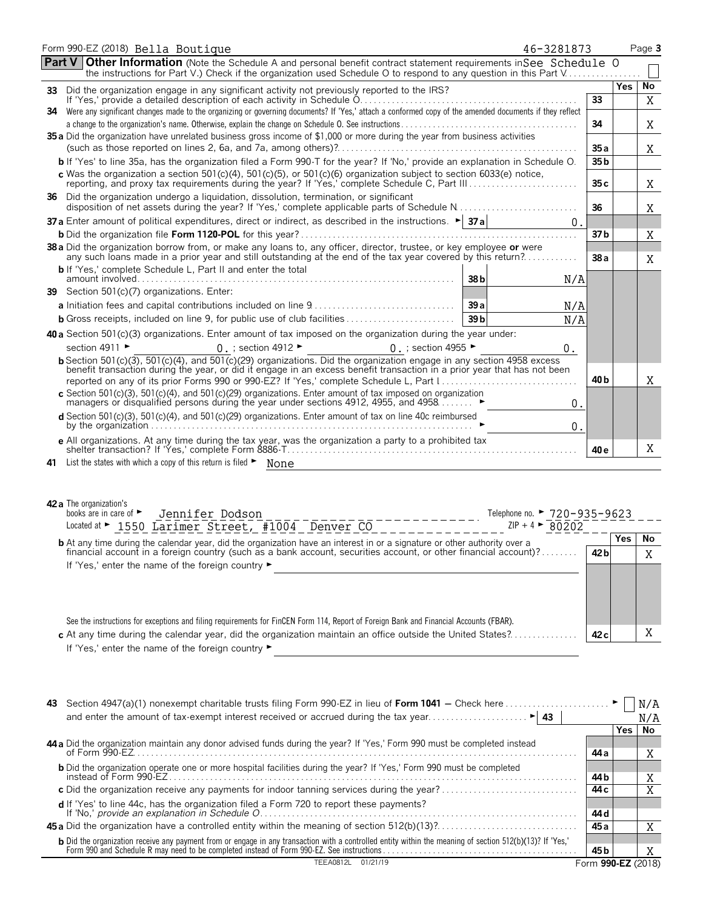Form 990-EZ (2018) Bella Boutique 46-3281873 Page 3

## Part V Other Information

(Note the Schedule A and personal benefit contract statement requirements in the instructions for Part V.) Check if the organization used Schedule O to respond to any question in this Part V . . . . . . . . See Schedule O ☐

| | | | Yes | No |
|---|---|---|---|---|
| **33** | Did the organization engage in any significant activity not previously reported to the IRS? If 'Yes,' provide a detailed description of each activity in Schedule O | 33 | | X |
| **34** | Were any significant changes made to the organizing or governing documents? If 'Yes,' attach a conformed copy of the amended documents if they reflect a change to the organization's name. Otherwise, explain the change on Schedule O. See instructions | 34 | | X |
| **35 a** | Did the organization have unrelated business gross income of $1,000 or more during the year from business activities (such as those reported on lines 2, 6a, and 7a, among others)? | 35 a | | X |
| **b** | If 'Yes' to line 35a, has the organization filed a Form 990-T for the year? If 'No,' provide an explanation in Schedule O | 35 b | | |
| **c** | Was the organization a section 501(c)(4), 501(c)(5), or 501(c)(6) organization subject to section 6033(e) notice, reporting, and proxy tax requirements during the year? If 'Yes,' complete Schedule C, Part III | 35 c | | X |
| **36** | Did the organization undergo a liquidation, dissolution, termination, or significant disposition of net assets during the year? If 'Yes,' complete applicable parts of Schedule N | 36 | | X |
| **37 a** | Enter amount of political expenditures, direct or indirect, as described in the instructions. ► 37 a 0. | | | |
| **b** | Did the organization file **Form 1120-POL** for this year? | 37 b | | X |
| **38 a** | Did the organization borrow from, or make any loans to, any officer, director, trustee, or key employee **or** were any such loans made in a prior year and still outstanding at the end of the tax year covered by this return? | 38 a | | X |
| **b** | If 'Yes,' complete Schedule L, Part II and enter the total amount involved — 38 b N/A | | | |
| **39** | Section 501(c)(7) organizations. Enter: | | | |
| **a** | Initiation fees and capital contributions included on line 9 — 39 a N/A | | | |
| **b** | Gross receipts, included on line 9, for public use of club facilities — 39 b N/A | | | |
| **40 a** | Section 501(c)(3) organizations. Enter amount of tax imposed on the organization during the year under: section 4911 ► 0. ; section 4912 ► 0. ; section 4955 ► 0. | | | |
| **b** | Section 501(c)(3), 501(c)(4), and 501(c)(29) organizations. Did the organization engage in any section 4958 excess benefit transaction during the year, or did it engage in an excess benefit transaction in a prior year that has not been reported on any of its prior Forms 990 or 990-EZ? If 'Yes,' complete Schedule L, Part I | 40 b | | X |
| **c** | Section 501(c)(3), 501(c)(4), and 501(c)(29) organizations. Enter amount of tax imposed on organization managers or disqualified persons during the year under sections 4912, 4955, and 4958 ► 0. | | | |
| **d** | Section 501(c)(3), 501(c)(4), and 501(c)(29) organizations. Enter amount of tax on line 40c reimbursed by the organization ► 0. | | | |
| **e** | All organizations. At any time during the tax year, was the organization a party to a prohibited tax shelter transaction? If 'Yes,' complete Form 8886-T | 40 e | | X |

**41** List the states with which a copy of this return is filed ► None

**42 a** The organization's books are in care of ► Jennifer Dodson Telephone no. ► 720-935-9623

Located at ► 1550 Larimer Street, #1004 Denver CO ZIP + 4 ► 80202

| | | | Yes | No |
|---|---|---|---|---|
| **b** | At any time during the calendar year, did the organization have an interest in or a signature or other authority over a financial account in a foreign country (such as a bank account, securities account, or other financial account)? If 'Yes,' enter the name of the foreign country ► | 42 b | | X |
| | See the instructions for exceptions and filing requirements for FinCEN Form 114, Report of Foreign Bank and Financial Accounts (FBAR). | | | |
| **c** | At any time during the calendar year, did the organization maintain an office outside the United States? If 'Yes,' enter the name of the foreign country ► | 42 c | | X |

**43** Section 4947(a)(1) nonexempt charitable trusts filing Form 990-EZ in lieu of **Form 1041** — Check here ► ☐ N/A and enter the amount of tax-exempt interest received or accrued during the tax year ► 43 N/A

| | | | Yes | No |
|---|---|---|---|---|
| **44 a** | Did the organization maintain any donor advised funds during the year? If 'Yes,' Form 990 must be completed instead of Form 990-EZ | 44 a | | X |
| **b** | Did the organization operate one or more hospital facilities during the year? If 'Yes,' Form 990 must be completed instead of Form 990-EZ | 44 b | | X |
| **c** | Did the organization receive any payments for indoor tanning services during the year? | 44 c | | X |
| **d** | If 'Yes' to line 44c, has the organization filed a Form 720 to report these payments? If 'No,' *provide an explanation in Schedule O* | 44 d | | |
| **45 a** | Did the organization have a controlled entity within the meaning of section 512(b)(13)? | 45 a | | X |
| **b** | Did the organization receive any payment from or engage in any transaction with a controlled entity within the meaning of section 512(b)(13)? If 'Yes,' Form 990 and Schedule R may need to be completed instead of Form 990-EZ. See instructions | 45 b | | X |

TEEA0812L 01/21/19 Form **990-EZ** (2018)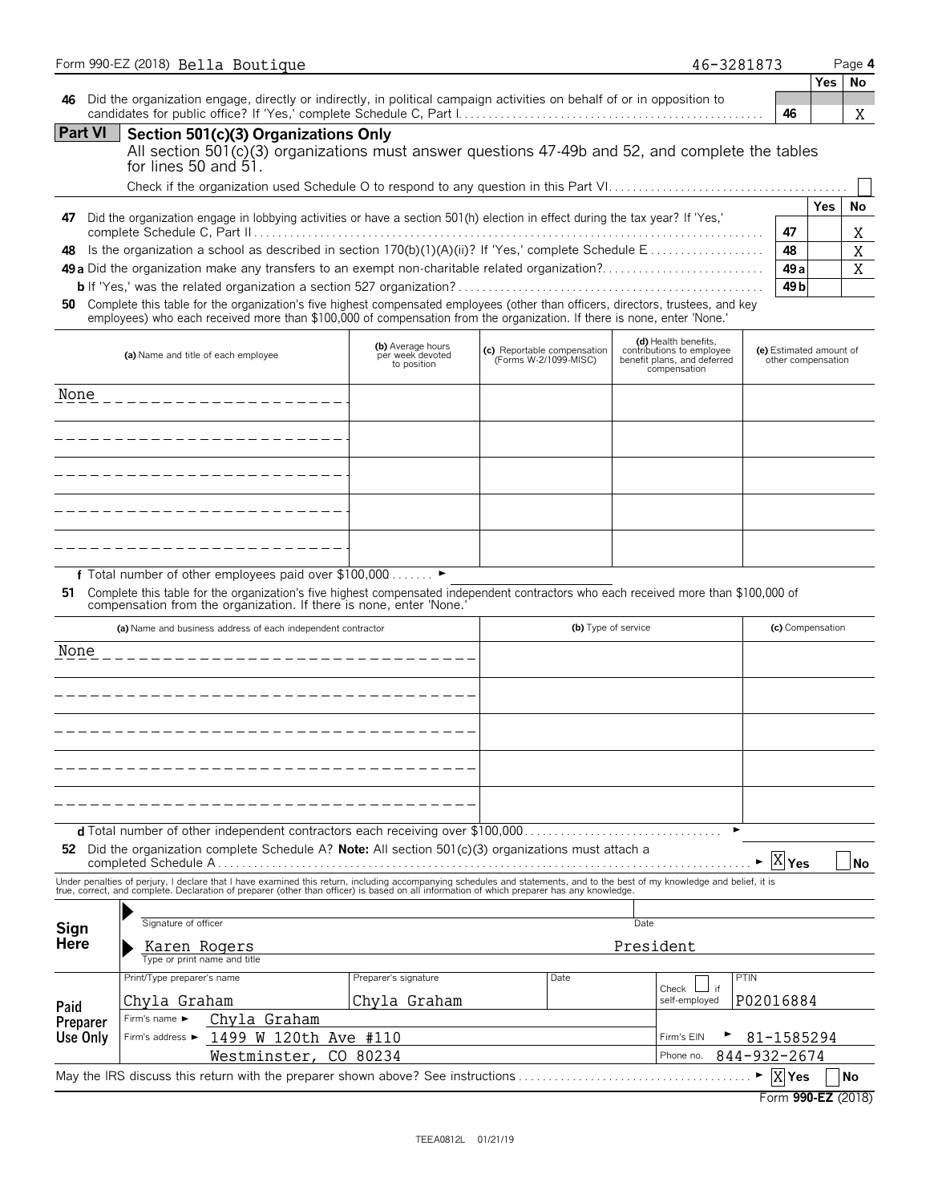Form 990-EZ (2018) Bella Boutique 46-3281873 Page 4

| | | | Yes | No |
|---|---|---|---|---|
| **46** | Did the organization engage, directly or indirectly, in political campaign activities on behalf of or in opposition to candidates for public office? If 'Yes,' complete Schedule C, Part I | 46 | | X |

## Part VI Section 501(c)(3) Organizations Only

All section 501(c)(3) organizations must answer questions 47-49b and 52, and complete the tables for lines 50 and 51.

Check if the organization used Schedule O to respond to any question in this Part VI ☐

| | | | Yes | No |
|---|---|---|---|---|
| **47** | Did the organization engage in lobbying activities or have a section 501(h) election in effect during the tax year? If 'Yes,' complete Schedule C, Part II | 47 | | X |
| **48** | Is the organization a school as described in section 170(b)(1)(A)(ii)? If 'Yes,' complete Schedule E | 48 | | X |
| **49 a** | Did the organization make any transfers to an exempt non-charitable related organization? | 49 a | | X |
| **b** | If 'Yes,' was the related organization a section 527 organization? | 49 b | | |

**50** Complete this table for the organization's five highest compensated employees (other than officers, directors, trustees, and key employees) who each received more than $100,000 of compensation from the organization. If there is none, enter 'None.'

| (a) Name and title of each employee | (b) Average hours per week devoted to position | (c) Reportable compensation (Forms W-2/1099-MISC) | (d) Health benefits, contributions to employee benefit plans, and deferred compensation | (e) Estimated amount of other compensation |
|---|---|---|---|---|
| None | | | | |
| | | | | |
| | | | | |
| | | | | |
| | | | | |

**f** Total number of other employees paid over $100,000 ►

**51** Complete this table for the organization's five highest compensated independent contractors who each received more than $100,000 of compensation from the organization. If there is none, enter 'None.'

| (a) Name and business address of each independent contractor | (b) Type of service | (c) Compensation |
|---|---|---|
| None | | |
| | | |
| | | |
| | | |
| | | |

**d** Total number of other independent contractors each receiving over $100,000 ►

**52** Did the organization complete Schedule A? **Note:** All section 501(c)(3) organizations must attach a completed Schedule A ► ☒ Yes ☐ No

Under penalties of perjury, I declare that I have examined this return, including accompanying schedules and statements, and to the best of my knowledge and belief, it is true, correct, and complete. Declaration of preparer (other than officer) is based on all information of which preparer has any knowledge.

**Sign Here**

Signature of officer — Date

Karen Rogers — President

Type or print name and title

**Paid Preparer Use Only**

| Print/Type preparer's name | Preparer's signature | Date | Check ☐ if self-employed | PTIN |
|---|---|---|---|---|
| Chyla Graham | Chyla Graham | | | P02016884 |

Firm's name ► Chyla Graham

Firm's address ► 1499 W 120th Ave #110, Westminster, CO 80234

Firm's EIN ► 81-1585294

Phone no. 844-932-2674

May the IRS discuss this return with the preparer shown above? See instructions ► ☒ Yes ☐ No

Form **990-EZ** (2018)

TEEA0812L 01/21/19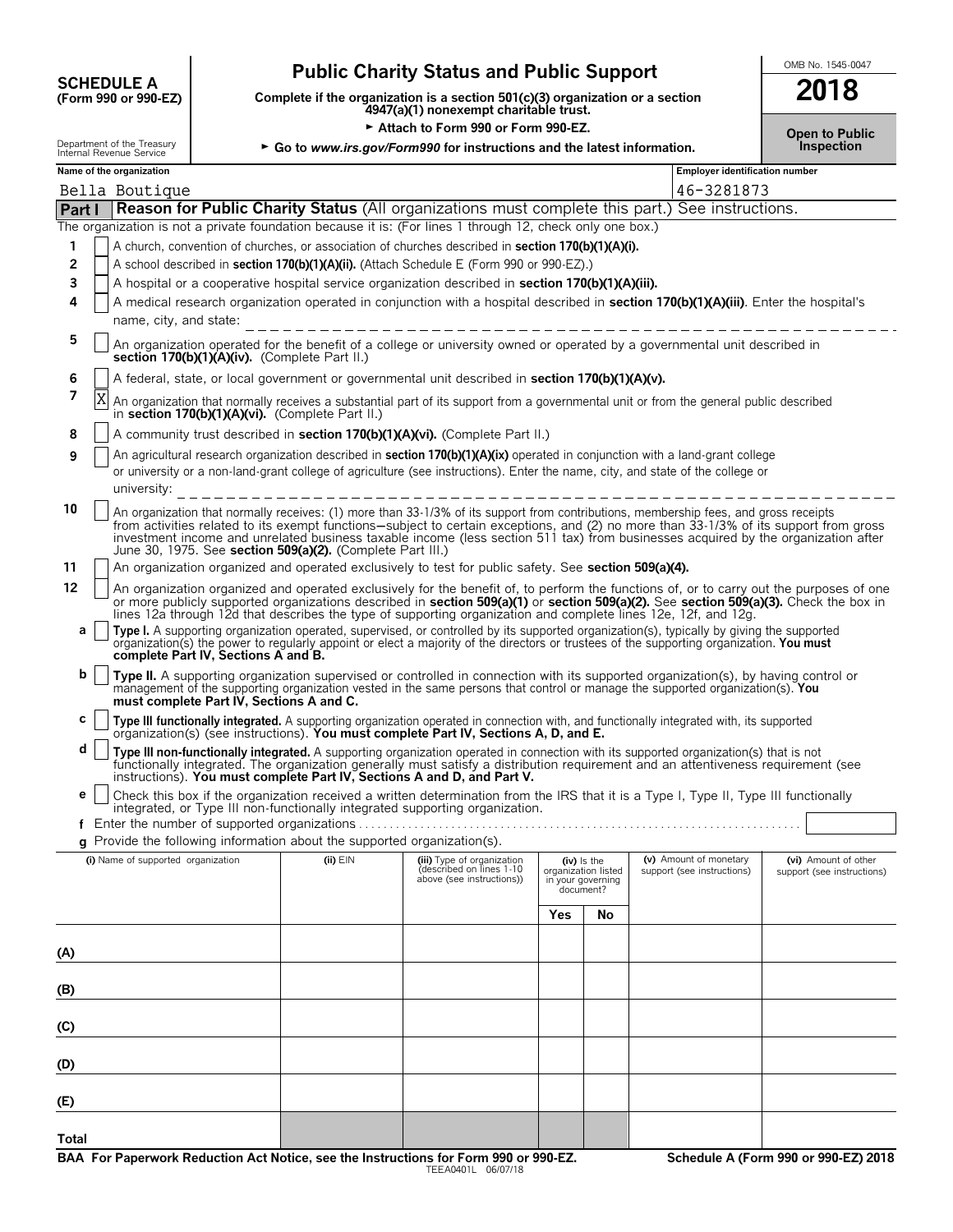**SCHEDULE A**
**(Form 990 or 990-EZ)**

Department of the Treasury
Internal Revenue Service

# Public Charity Status and Public Support

**Complete if the organization is a section 501(c)(3) organization or a section 4947(a)(1) nonexempt charitable trust.**

► **Attach to Form 990 or Form 990-EZ.**

► **Go to www.irs.gov/Form990 for instructions and the latest information.**

OMB No. 1545-0047

**2018**

**Open to Public Inspection**

**Name of the organization:** Bella Boutique

**Employer identification number:** 46-3281873

## Part I Reason for Public Charity Status (All organizations must complete this part.) See instructions.

The organization is not a private foundation because it is: (For lines 1 through 12, check only one box.)

1. [ ] A church, convention of churches, or association of churches described in **section 170(b)(1)(A)(i).**
2. [ ] A school described in **section 170(b)(1)(A)(ii).** (Attach Schedule E (Form 990 or 990-EZ).)
3. [ ] A hospital or a cooperative hospital service organization described in **section 170(b)(1)(A)(iii).**
4. [ ] A medical research organization operated in conjunction with a hospital described in **section 170(b)(1)(A)(iii)**. Enter the hospital's name, city, and state:
5. [ ] An organization operated for the benefit of a college or university owned or operated by a governmental unit described in **section 170(b)(1)(A)(iv).** (Complete Part II.)
6. [ ] A federal, state, or local government or governmental unit described in **section 170(b)(1)(A)(v).**
7. [X] An organization that normally receives a substantial part of its support from a governmental unit or from the general public described in **section 170(b)(1)(A)(vi).** (Complete Part II.)
8. [ ] A community trust described in **section 170(b)(1)(A)(vi).** (Complete Part II.)
9. [ ] An agricultural research organization described in **section 170(b)(1)(A)(ix)** operated in conjunction with a land-grant college or university or a non-land-grant college of agriculture (see instructions). Enter the name, city, and state of the college or university:
10. [ ] An organization that normally receives: (1) more than 33-1/3% of its support from contributions, membership fees, and gross receipts from activities related to its exempt functions—subject to certain exceptions, and (2) no more than 33-1/3% of its support from gross investment income and unrelated business taxable income (less section 511 tax) from businesses acquired by the organization after June 30, 1975. See **section 509(a)(2).** (Complete Part III.)
11. [ ] An organization organized and operated exclusively to test for public safety. See **section 509(a)(4).**
12. [ ] An organization organized and operated exclusively for the benefit of, to perform the functions of, or to carry out the purposes of one or more publicly supported organizations described in **section 509(a)(1)** or **section 509(a)(2).** See **section 509(a)(3).** Check the box in lines 12a through 12d that describes the type of supporting organization and complete lines 12e, 12f, and 12g.
   - **a** [ ] **Type I.** A supporting organization operated, supervised, or controlled by its supported organization(s), typically by giving the supported organization(s) the power to regularly appoint or elect a majority of the directors or trustees of the supporting organization. **You must complete Part IV, Sections A and B.**
   - **b** [ ] **Type II.** A supporting organization supervised or controlled in connection with its supported organization(s), by having control or management of the supporting organization vested in the same persons that control or manage the supported organization(s). **You must complete Part IV, Sections A and C.**
   - **c** [ ] **Type III functionally integrated.** A supporting organization operated in connection with, and functionally integrated with, its supported organization(s) (see instructions). **You must complete Part IV, Sections A, D, and E.**
   - **d** [ ] **Type III non-functionally integrated.** A supporting organization operated in connection with its supported organization(s) that is not functionally integrated. The organization generally must satisfy a distribution requirement and an attentiveness requirement (see instructions). **You must complete Part IV, Sections A and D, and Part V.**
   - **e** [ ] Check this box if the organization received a written determination from the IRS that it is a Type I, Type II, Type III functionally integrated, or Type III non-functionally integrated supporting organization.
   - **f** Enter the number of supported organizations
   - **g** Provide the following information about the supported organization(s).

| (i) Name of supported organization | (ii) EIN | (iii) Type of organization (described on lines 1-10 above (see instructions)) | (iv) Is the organization listed in your governing document? Yes | No | (v) Amount of monetary support (see instructions) | (vi) Amount of other support (see instructions) |
|---|---|---|---|---|---|---|
| (A) | | | | | | |
| (B) | | | | | | |
| (C) | | | | | | |
| (D) | | | | | | |
| (E) | | | | | | |
| Total | | | | | | |

**BAA For Paperwork Reduction Act Notice, see the Instructions for Form 990 or 990-EZ.** TEEA0401L 06/07/18 **Schedule A (Form 990 or 990-EZ) 2018**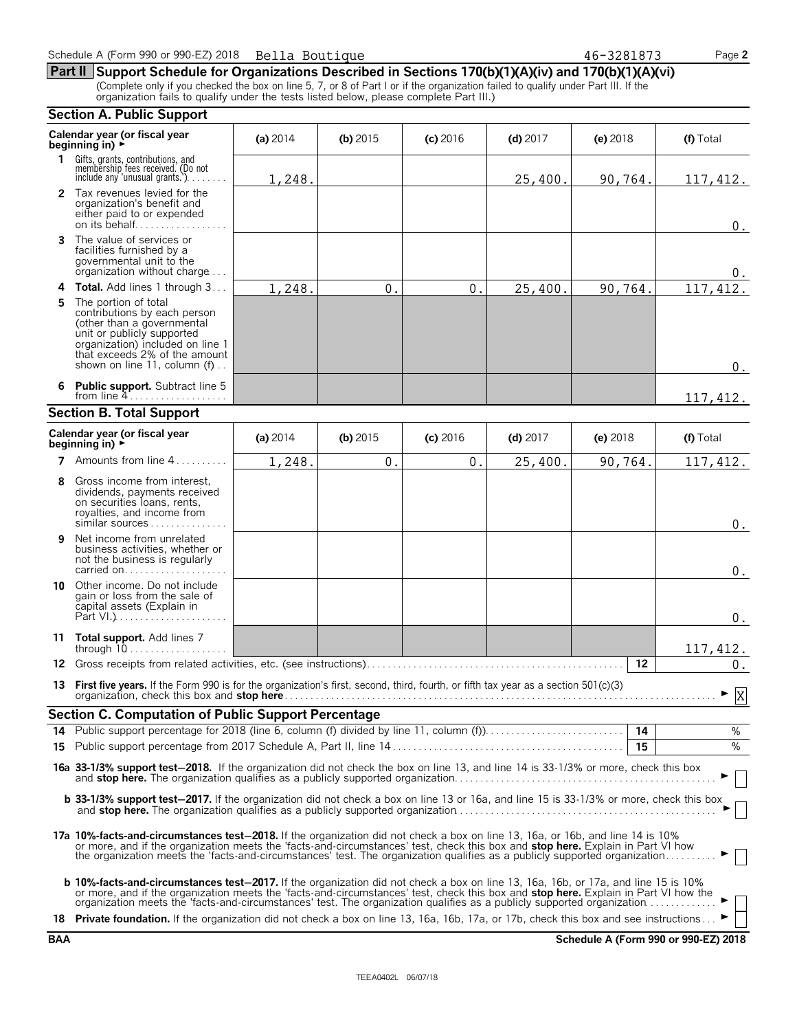Schedule A (Form 990 or 990-EZ) 2018 Bella Boutique 46-3281873 Page **2**

## Part II Support Schedule for Organizations Described in Sections 170(b)(1)(A)(iv) and 170(b)(1)(A)(vi)

(Complete only if you checked the box on line 5, 7, or 8 of Part I or if the organization failed to qualify under Part III. If the organization fails to qualify under the tests listed below, please complete Part III.)

### Section A. Public Support

| Calendar year (or fiscal year beginning in) ► | (a) 2014 | (b) 2015 | (c) 2016 | (d) 2017 | (e) 2018 | (f) Total |
|---|---|---|---|---|---|---|
| **1** Gifts, grants, contributions, and membership fees received. (Do not include any 'unusual grants.') | 1,248. | | | 25,400. | 90,764. | 117,412. |
| **2** Tax revenues levied for the organization's benefit and either paid to or expended on its behalf | | | | | | 0. |
| **3** The value of services or facilities furnished by a governmental unit to the organization without charge | | | | | | 0. |
| **4** **Total.** Add lines 1 through 3 | 1,248. | 0. | 0. | 25,400. | 90,764. | 117,412. |
| **5** The portion of total contributions by each person (other than a governmental unit or publicly supported organization) included on line 1 that exceeds 2% of the amount shown on line 11, column (f) | | | | | | 0. |
| **6** **Public support.** Subtract line 5 from line 4 | | | | | | 117,412. |

### Section B. Total Support

| Calendar year (or fiscal year beginning in) ► | (a) 2014 | (b) 2015 | (c) 2016 | (d) 2017 | (e) 2018 | (f) Total |
|---|---|---|---|---|---|---|
| **7** Amounts from line 4 | 1,248. | 0. | 0. | 25,400. | 90,764. | 117,412. |
| **8** Gross income from interest, dividends, payments received on securities loans, rents, royalties, and income from similar sources | | | | | | 0. |
| **9** Net income from unrelated business activities, whether or not the business is regularly carried on | | | | | | 0. |
| **10** Other income. Do not include gain or loss from the sale of capital assets (Explain in Part VI.) | | | | | | 0. |
| **11** **Total support.** Add lines 7 through 10 | | | | | | 117,412. |

**12** Gross receipts from related activities, etc. (see instructions) **12** 0.

**13** **First five years.** If the Form 990 is for the organization's first, second, third, fourth, or fifth tax year as a section 501(c)(3) organization, check this box and **stop here** ► [X]

### Section C. Computation of Public Support Percentage

**14** Public support percentage for 2018 (line 6, column (f) divided by line 11, column (f)) **14** %

**15** Public support percentage from 2017 Schedule A, Part II, line 14 **15** %

**16a 33-1/3% support test–2018.** If the organization did not check the box on line 13, and line 14 is 33-1/3% or more, check this box and **stop here.** The organization qualifies as a publicly supported organization ► [ ]

**b 33-1/3% support test–2017.** If the organization did not check a box on line 13 or 16a, and line 15 is 33-1/3% or more, check this box and **stop here.** The organization qualifies as a publicly supported organization ► [ ]

**17a 10%-facts-and-circumstances test–2018.** If the organization did not check a box on line 13, 16a, or 16b, and line 14 is 10% or more, and if the organization meets the 'facts-and-circumstances' test, check this box and **stop here.** Explain in Part VI how the organization meets the 'facts-and-circumstances' test. The organization qualifies as a publicly supported organization ► [ ]

**b 10%-facts-and-circumstances test–2017.** If the organization did not check a box on line 13, 16a, 16b, or 17a, and line 15 is 10% or more, and if the organization meets the 'facts-and-circumstances' test, check this box and **stop here.** Explain in Part VI how the organization meets the 'facts-and-circumstances' test. The organization qualifies as a publicly supported organization ► [ ]

**18** **Private foundation.** If the organization did not check a box on line 13, 16a, 16b, 17a, or 17b, check this box and see instructions ► [ ]

**BAA** **Schedule A (Form 990 or 990-EZ) 2018**

TEEA0402L 06/07/18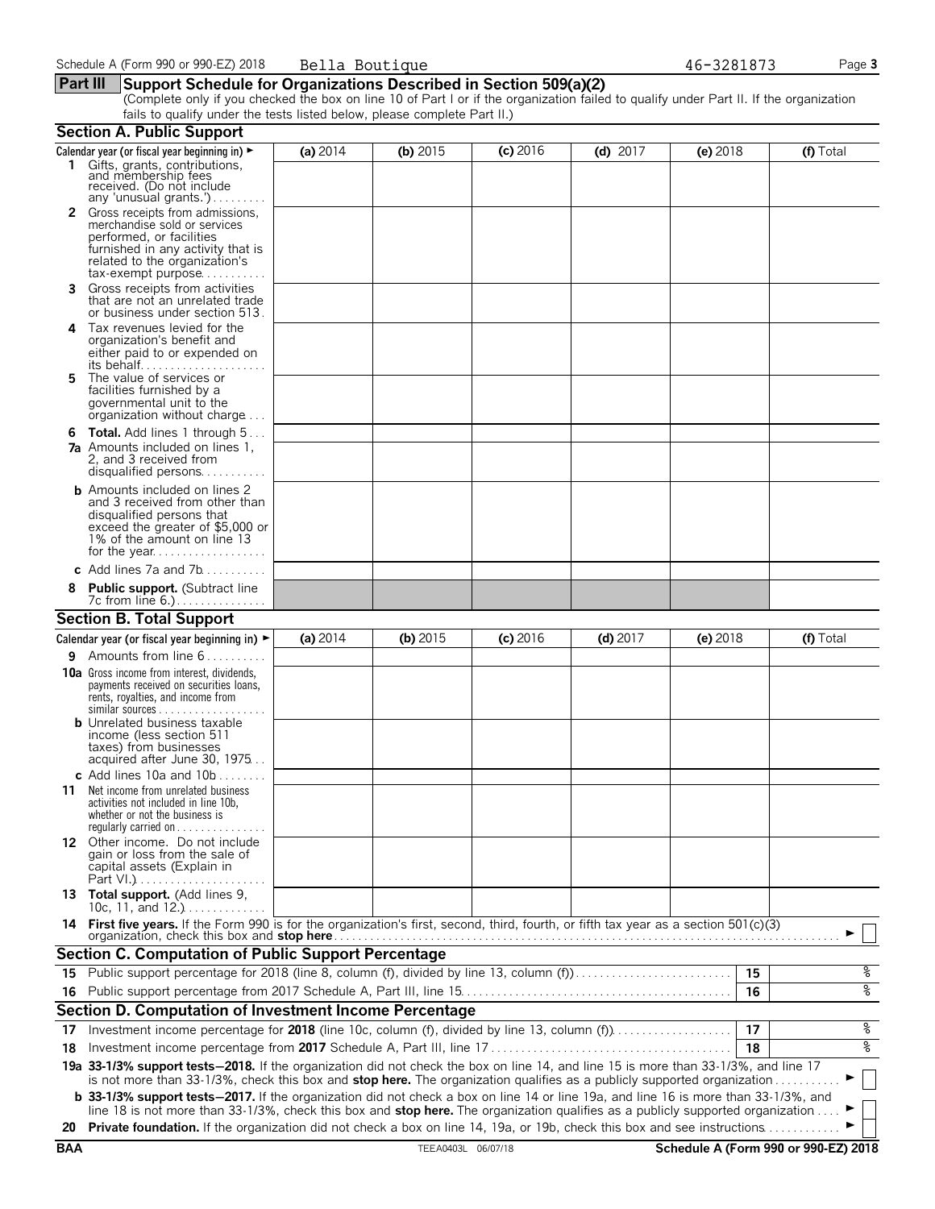Schedule A (Form 990 or 990-EZ) 2018 Bella Boutique 46-3281873

## Part III Support Schedule for Organizations Described in Section 509(a)(2)

(Complete only if you checked the box on line 10 of Part I or if the organization failed to qualify under Part II. If the organization fails to qualify under the tests listed below, please complete Part II.)

### Section A. Public Support

| Calendar year (or fiscal year beginning in) ► | (a) 2014 | (b) 2015 | (c) 2016 | (d) 2017 | (e) 2018 | (f) Total |
|---|---|---|---|---|---|---|
| **1** Gifts, grants, contributions, and membership fees received. (Do not include any 'unusual grants.') | | | | | | |
| **2** Gross receipts from admissions, merchandise sold or services performed, or facilities furnished in any activity that is related to the organization's tax-exempt purpose | | | | | | |
| **3** Gross receipts from activities that are not an unrelated trade or business under section 513 | | | | | | |
| **4** Tax revenues levied for the organization's benefit and either paid to or expended on its behalf | | | | | | |
| **5** The value of services or facilities furnished by a governmental unit to the organization without charge | | | | | | |
| **6 Total.** Add lines 1 through 5 | | | | | | |
| **7a** Amounts included on lines 1, 2, and 3 received from disqualified persons | | | | | | |
| **b** Amounts included on lines 2 and 3 received from other than disqualified persons that exceed the greater of $5,000 or 1% of the amount on line 13 for the year | | | | | | |
| **c** Add lines 7a and 7b | | | | | | |
| **8 Public support.** (Subtract line 7c from line 6.) | | | | | | |

### Section B. Total Support

| Calendar year (or fiscal year beginning in) ► | (a) 2014 | (b) 2015 | (c) 2016 | (d) 2017 | (e) 2018 | (f) Total |
|---|---|---|---|---|---|---|
| **9** Amounts from line 6 | | | | | | |
| **10a** Gross income from interest, dividends, payments received on securities loans, rents, royalties, and income from similar sources | | | | | | |
| **b** Unrelated business taxable income (less section 511 taxes) from businesses acquired after June 30, 1975 | | | | | | |
| **c** Add lines 10a and 10b | | | | | | |
| **11** Net income from unrelated business activities not included in line 10b, whether or not the business is regularly carried on | | | | | | |
| **12** Other income. Do not include gain or loss from the sale of capital assets (Explain in Part VI.) | | | | | | |
| **13 Total support.** (Add lines 9, 10c, 11, and 12.) | | | | | | |

**14 First five years.** If the Form 990 is for the organization's first, second, third, fourth, or fifth tax year as a section 501(c)(3) organization, check this box and **stop here** ► ☐

### Section C. Computation of Public Support Percentage

| | | | |
|---|---|---|---|
| **15** | Public support percentage for 2018 (line 8, column (f), divided by line 13, column (f)) | 15 | % |
| **16** | Public support percentage from 2017 Schedule A, Part III, line 15 | 16 | % |

### Section D. Computation of Investment Income Percentage

| | | | |
|---|---|---|---|
| **17** | Investment income percentage for **2018** (line 10c, column (f), divided by line 13, column (f)) | 17 | % |
| **18** | Investment income percentage from **2017** Schedule A, Part III, line 17 | 18 | % |

**19a 33-1/3% support tests—2018.** If the organization did not check the box on line 14, and line 15 is more than 33-1/3%, and line 17 is not more than 33-1/3%, check this box and **stop here.** The organization qualifies as a publicly supported organization ► ☐

**b 33-1/3% support tests—2017.** If the organization did not check a box on line 14 or line 19a, and line 16 is more than 33-1/3%, and line 18 is not more than 33-1/3%, check this box and **stop here.** The organization qualifies as a publicly supported organization ► ☐

**20 Private foundation.** If the organization did not check a box on line 14, 19a, or 19b, check this box and see instructions ► ☐

BAA TEEA0403L 06/07/18 Schedule A (Form 990 or 990-EZ) 2018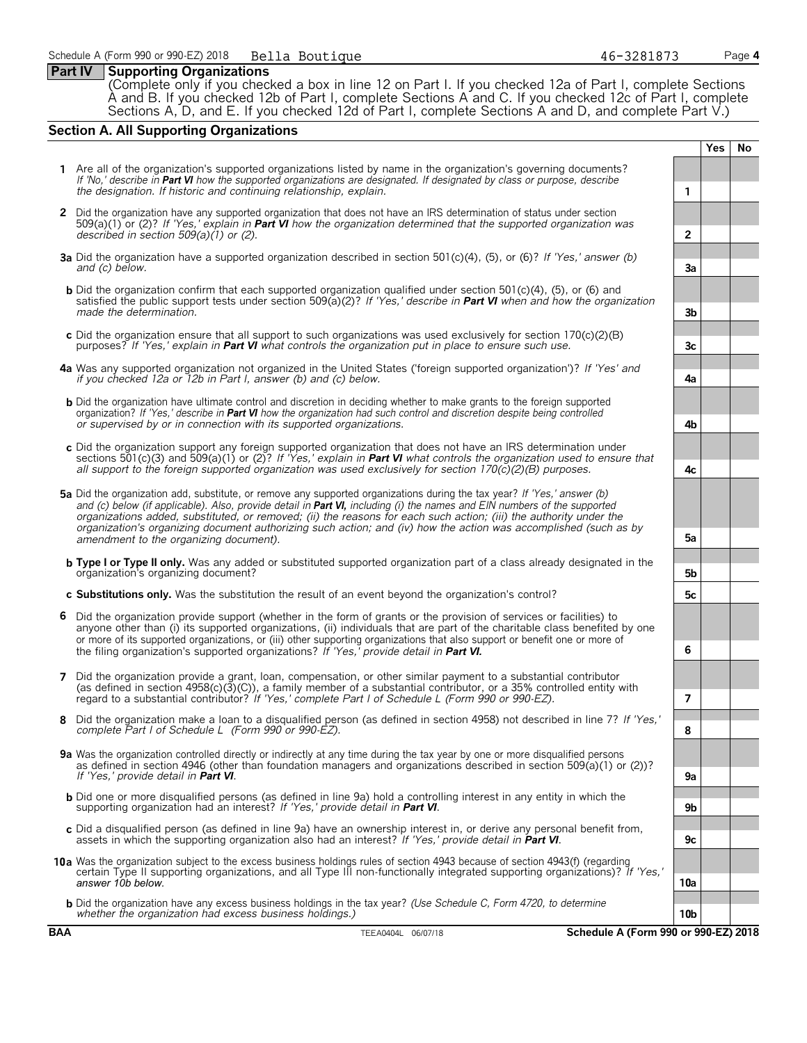## Part IV Supporting Organizations

(Complete only if you checked a box in line 12 on Part I. If you checked 12a of Part I, complete Sections A and B. If you checked 12b of Part I, complete Sections A and C. If you checked 12c of Part I, complete Sections A, D, and E. If you checked 12d of Part I, complete Sections A and D, and complete Part V.)

### Section A. All Supporting Organizations

| | | | Yes | No |
|---|---|---|---|---|
| **1** | Are all of the organization's supported organizations listed by name in the organization's governing documents? *If 'No,' describe in **Part VI** how the supported organizations are designated. If designated by class or purpose, describe the designation. If historic and continuing relationship, explain.* | 1 | | |
| **2** | Did the organization have any supported organization that does not have an IRS determination of status under section 509(a)(1) or (2)? *If 'Yes,' explain in **Part VI** how the organization determined that the supported organization was described in section 509(a)(1) or (2).* | 2 | | |
| **3a** | Did the organization have a supported organization described in section 501(c)(4), (5), or (6)? *If 'Yes,' answer (b) and (c) below.* | 3a | | |
| **b** | Did the organization confirm that each supported organization qualified under section 501(c)(4), (5), or (6) and satisfied the public support tests under section 509(a)(2)? *If 'Yes,' describe in **Part VI** when and how the organization made the determination.* | 3b | | |
| **c** | Did the organization ensure that all support to such organizations was used exclusively for section 170(c)(2)(B) purposes? *If 'Yes,' explain in **Part VI** what controls the organization put in place to ensure such use.* | 3c | | |
| **4a** | Was any supported organization not organized in the United States ('foreign supported organization')? *If 'Yes' and if you checked 12a or 12b in Part I, answer (b) and (c) below.* | 4a | | |
| **b** | Did the organization have ultimate control and discretion in deciding whether to make grants to the foreign supported organization? *If 'Yes,' describe in **Part VI** how the organization had such control and discretion despite being controlled or supervised by or in connection with its supported organizations.* | 4b | | |
| **c** | Did the organization support any foreign supported organization that does not have an IRS determination under sections 501(c)(3) and 509(a)(1) or (2)? *If 'Yes,' explain in **Part VI** what controls the organization used to ensure that all support to the foreign supported organization was used exclusively for section 170(c)(2)(B) purposes.* | 4c | | |
| **5a** | Did the organization add, substitute, or remove any supported organizations during the tax year? *If 'Yes,' answer (b) and (c) below (if applicable). Also, provide detail in **Part VI,** including (i) the names and EIN numbers of the supported organizations added, substituted, or removed; (ii) the reasons for each such action; (iii) the authority under the organization's organizing document authorizing such action; and (iv) how the action was accomplished (such as by amendment to the organizing document).* | 5a | | |
| **b** | **Type I or Type II only.** Was any added or substituted supported organization part of a class already designated in the organization's organizing document? | 5b | | |
| **c** | **Substitutions only.** Was the substitution the result of an event beyond the organization's control? | 5c | | |
| **6** | Did the organization provide support (whether in the form of grants or the provision of services or facilities) to anyone other than (i) its supported organizations, (ii) individuals that are part of the charitable class benefited by one or more of its supported organizations, or (iii) other supporting organizations that also support or benefit one or more of the filing organization's supported organizations? *If 'Yes,' provide detail in **Part VI.*** | 6 | | |
| **7** | Did the organization provide a grant, loan, compensation, or other similar payment to a substantial contributor (as defined in section 4958(c)(3)(C)), a family member of a substantial contributor, or a 35% controlled entity with regard to a substantial contributor? *If 'Yes,' complete Part I of Schedule L (Form 990 or 990-EZ).* | 7 | | |
| **8** | Did the organization make a loan to a disqualified person (as defined in section 4958) not described in line 7? *If 'Yes,' complete Part I of Schedule L (Form 990 or 990-EZ).* | 8 | | |
| **9a** | Was the organization controlled directly or indirectly at any time during the tax year by one or more disqualified persons as defined in section 4946 (other than foundation managers and organizations described in section 509(a)(1) or (2))? *If 'Yes,' provide detail in **Part VI**.* | 9a | | |
| **b** | Did one or more disqualified persons (as defined in line 9a) hold a controlling interest in any entity in which the supporting organization had an interest? *If 'Yes,' provide detail in **Part VI**.* | 9b | | |
| **c** | Did a disqualified person (as defined in line 9a) have an ownership interest in, or derive any personal benefit from, assets in which the supporting organization also had an interest? *If 'Yes,' provide detail in **Part VI**.* | 9c | | |
| **10a** | Was the organization subject to the excess business holdings rules of section 4943 because of section 4943(f) (regarding certain Type II supporting organizations, and all Type III non-functionally integrated supporting organizations)? *If 'Yes,' answer 10b below.* | 10a | | |
| **b** | Did the organization have any excess business holdings in the tax year? *(Use Schedule C, Form 4720, to determine whether the organization had excess business holdings.)* | 10b | | |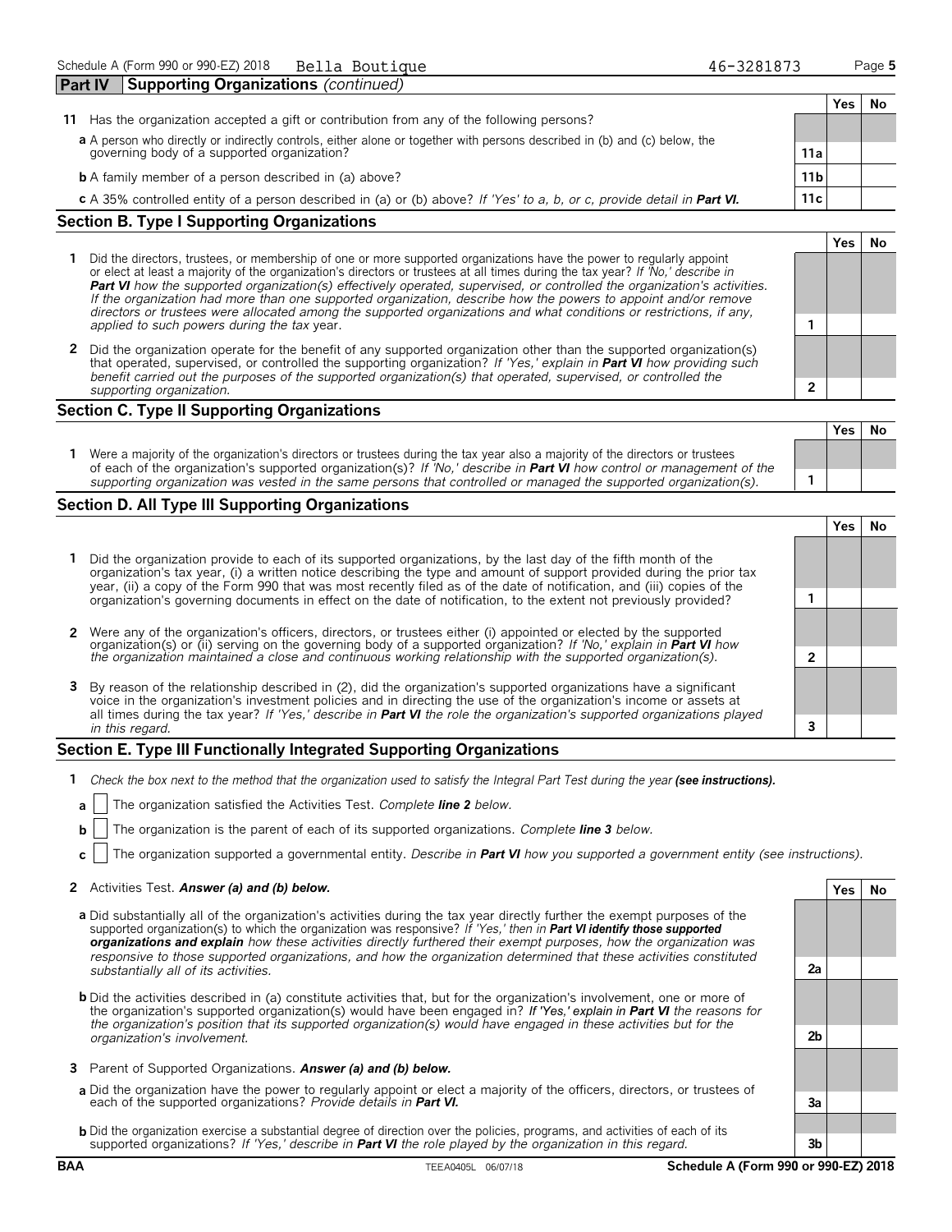## Part IV Supporting Organizations *(continued)*

| | | | Yes | No |
|---|---|---|---|---|
| **11** | Has the organization accepted a gift or contribution from any of the following persons? | | | |
| **a** | A person who directly or indirectly controls, either alone or together with persons described in (b) and (c) below, the governing body of a supported organization? | **11a** | | |
| **b** | A family member of a person described in (a) above? | **11b** | | |
| **c** | A 35% controlled entity of a person described in (a) or (b) above? *If 'Yes' to a, b, or c, provide detail in* ***Part VI.*** | **11c** | | |

### Section B. Type I Supporting Organizations

| | | | Yes | No |
|---|---|---|---|---|
| **1** | Did the directors, trustees, or membership of one or more supported organizations have the power to regularly appoint or elect at least a majority of the organization's directors or trustees at all times during the tax year? *If 'No,' describe in* ***Part VI*** *how the supported organization(s) effectively operated, supervised, or controlled the organization's activities. If the organization had more than one supported organization, describe how the powers to appoint and/or remove directors or trustees were allocated among the supported organizations and what conditions or restrictions, if any, applied to such powers during the tax* year. | **1** | | |
| **2** | Did the organization operate for the benefit of any supported organization other than the supported organization(s) that operated, supervised, or controlled the supporting organization? *If 'Yes,' explain in* ***Part VI*** *how providing such benefit carried out the purposes of the supported organization(s) that operated, supervised, or controlled the supporting organization.* | **2** | | |

### Section C. Type II Supporting Organizations

| | | | Yes | No |
|---|---|---|---|---|
| **1** | Were a majority of the organization's directors or trustees during the tax year also a majority of the directors or trustees of each of the organization's supported organization(s)? *If 'No,' describe in* ***Part VI*** *how control or management of the supporting organization was vested in the same persons that controlled or managed the supported organization(s).* | **1** | | |

### Section D. All Type III Supporting Organizations

| | | | Yes | No |
|---|---|---|---|---|
| **1** | Did the organization provide to each of its supported organizations, by the last day of the fifth month of the organization's tax year, (i) a written notice describing the type and amount of support provided during the prior tax year, (ii) a copy of the Form 990 that was most recently filed as of the date of notification, and (iii) copies of the organization's governing documents in effect on the date of notification, to the extent not previously provided? | **1** | | |
| **2** | Were any of the organization's officers, directors, or trustees either (i) appointed or elected by the supported organization(s) or (ii) serving on the governing body of a supported organization? *If 'No,' explain in* ***Part VI*** *how the organization maintained a close and continuous working relationship with the supported organization(s).* | **2** | | |
| **3** | By reason of the relationship described in (2), did the organization's supported organizations have a significant voice in the organization's investment policies and in directing the use of the organization's income or assets at all times during the tax year? *If 'Yes,' describe in* ***Part VI*** *the role the organization's supported organizations played in this regard.* | **3** | | |

### Section E. Type III Functionally Integrated Supporting Organizations

**1** *Check the box next to the method that the organization used to satisfy the Integral Part Test during the year* ***(see instructions).***

**a** ☐ The organization satisfied the Activities Test. *Complete* ***line 2*** *below.*

**b** ☐ The organization is the parent of each of its supported organizations. *Complete* ***line 3*** *below.*

**c** ☐ The organization supported a governmental entity. *Describe in* ***Part VI*** *how you supported a government entity (see instructions).*

| | | | Yes | No |
|---|---|---|---|---|
| **2** | Activities Test. ***Answer (a) and (b) below.*** | | | |
| **a** | Did substantially all of the organization's activities during the tax year directly further the exempt purposes of the supported organization(s) to which the organization was responsive? *If 'Yes,' then in* ***Part VI identify those supported organizations and explain*** *how these activities directly furthered their exempt purposes, how the organization was responsive to those supported organizations, and how the organization determined that these activities constituted substantially all of its activities.* | **2a** | | |
| **b** | Did the activities described in (a) constitute activities that, but for the organization's involvement, one or more of the organization's supported organization(s) would have been engaged in? ***If 'Yes,' explain in Part VI*** *the reasons for the organization's position that its supported organization(s) would have engaged in these activities but for the organization's involvement.* | **2b** | | |
| **3** | Parent of Supported Organizations. ***Answer (a) and (b) below.*** | | | |
| **a** | Did the organization have the power to regularly appoint or elect a majority of the officers, directors, or trustees of each of the supported organizations? *Provide details in* ***Part VI.*** | **3a** | | |
| **b** | Did the organization exercise a substantial degree of direction over the policies, programs, and activities of each of its supported organizations? *If 'Yes,' describe in* ***Part VI*** *the role played by the organization in this regard.* | **3b** | | |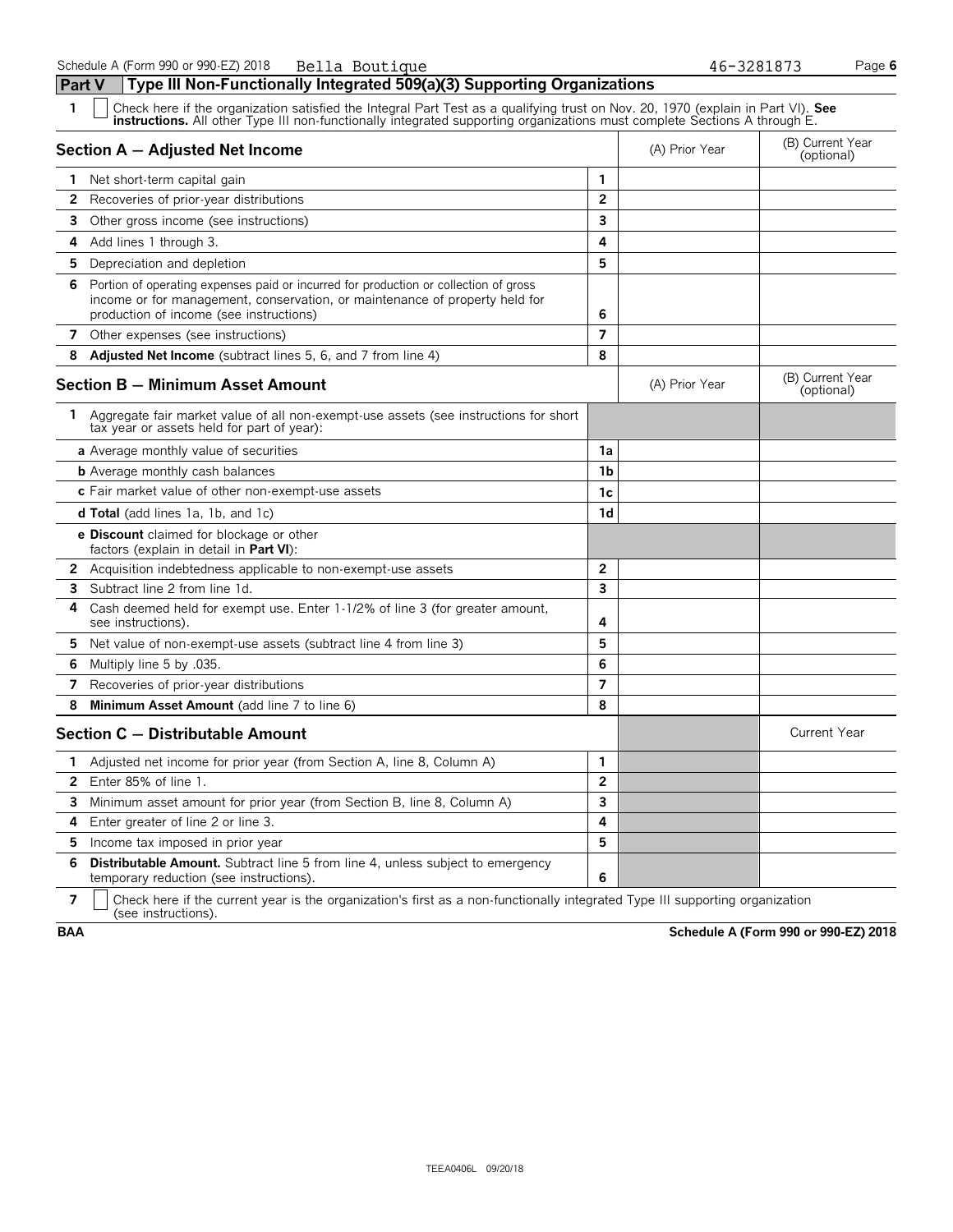## Part V Type III Non-Functionally Integrated 509(a)(3) Supporting Organizations

**1** ☐ Check here if the organization satisfied the Integral Part Test as a qualifying trust on Nov. 20, 1970 (explain in Part VI). **See instructions.** All other Type III non-functionally integrated supporting organizations must complete Sections A through E.

| **Section A — Adjusted Net Income** | | (A) Prior Year | (B) Current Year (optional) |
|---|---|---|---|
| **1** Net short-term capital gain | 1 | | |
| **2** Recoveries of prior-year distributions | 2 | | |
| **3** Other gross income (see instructions) | 3 | | |
| **4** Add lines 1 through 3. | 4 | | |
| **5** Depreciation and depletion | 5 | | |
| **6** Portion of operating expenses paid or incurred for production or collection of gross income or for management, conservation, or maintenance of property held for production of income (see instructions) | 6 | | |
| **7** Other expenses (see instructions) | 7 | | |
| **8** **Adjusted Net Income** (subtract lines 5, 6, and 7 from line 4) | 8 | | |

| **Section B — Minimum Asset Amount** | | (A) Prior Year | (B) Current Year (optional) |
|---|---|---|---|
| **1** Aggregate fair market value of all non-exempt-use assets (see instructions for short tax year or assets held for part of year): | | | |
| **a** Average monthly value of securities | 1a | | |
| **b** Average monthly cash balances | 1b | | |
| **c** Fair market value of other non-exempt-use assets | 1c | | |
| **d Total** (add lines 1a, 1b, and 1c) | 1d | | |
| **e Discount** claimed for blockage or other factors (explain in detail in **Part VI**): | | | |
| **2** Acquisition indebtedness applicable to non-exempt-use assets | 2 | | |
| **3** Subtract line 2 from line 1d. | 3 | | |
| **4** Cash deemed held for exempt use. Enter 1-1/2% of line 3 (for greater amount, see instructions). | 4 | | |
| **5** Net value of non-exempt-use assets (subtract line 4 from line 3) | 5 | | |
| **6** Multiply line 5 by .035. | 6 | | |
| **7** Recoveries of prior-year distributions | 7 | | |
| **8** **Minimum Asset Amount** (add line 7 to line 6) | 8 | | |

| **Section C — Distributable Amount** | | | Current Year |
|---|---|---|---|
| **1** Adjusted net income for prior year (from Section A, line 8, Column A) | 1 | | |
| **2** Enter 85% of line 1. | 2 | | |
| **3** Minimum asset amount for prior year (from Section B, line 8, Column A) | 3 | | |
| **4** Enter greater of line 2 or line 3. | 4 | | |
| **5** Income tax imposed in prior year | 5 | | |
| **6** **Distributable Amount.** Subtract line 5 from line 4, unless subject to emergency temporary reduction (see instructions). | 6 | | |

**7** ☐ Check here if the current year is the organization's first as a non-functionally integrated Type III supporting organization (see instructions).

BAA

TEEA0406L 09/20/18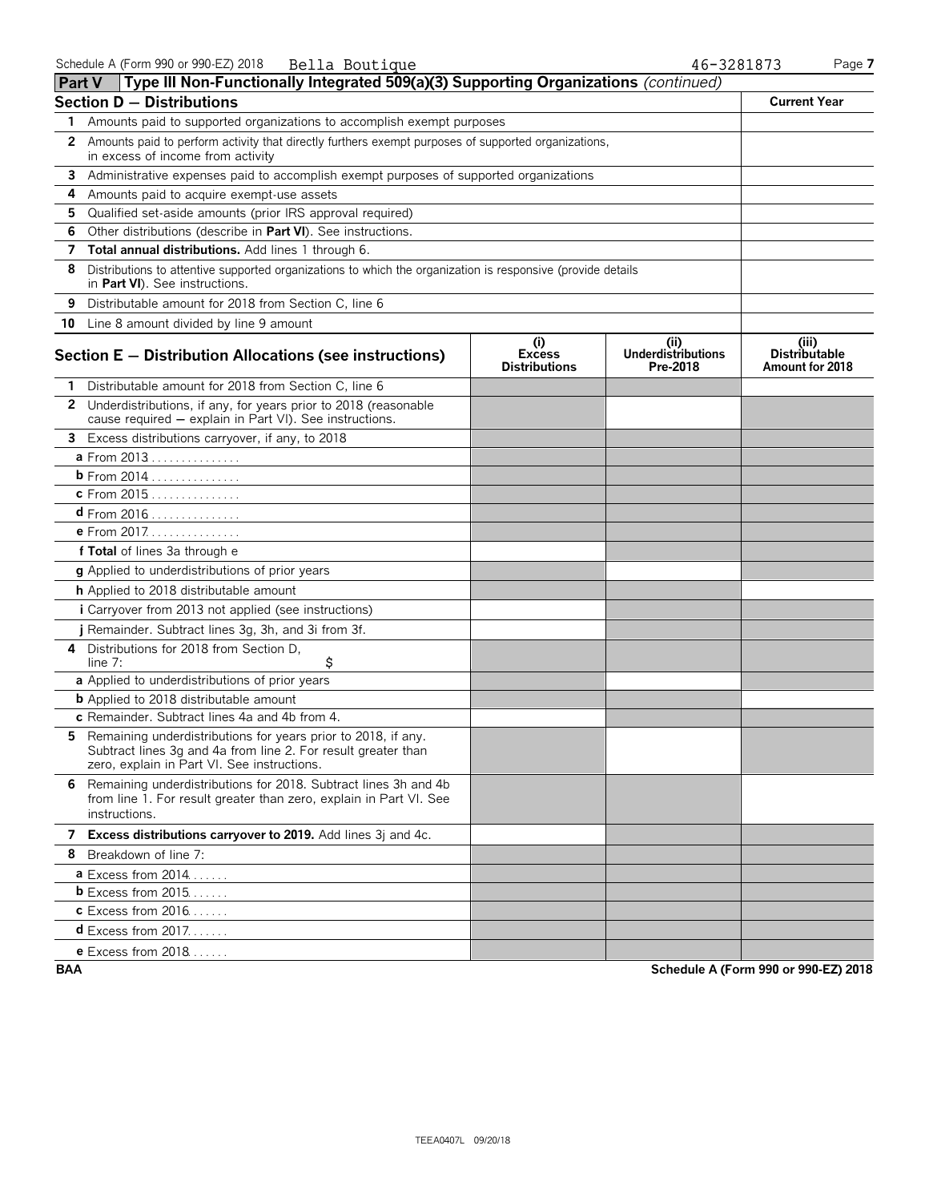Schedule A (Form 990 or 990-EZ) 2018 Bella Boutique 46-3281873 Page 7

## Part V Type III Non-Functionally Integrated 509(a)(3) Supporting Organizations *(continued)*

| **Section D — Distributions** | **Current Year** |
|---|---|
| **1** Amounts paid to supported organizations to accomplish exempt purposes | |
| **2** Amounts paid to perform activity that directly furthers exempt purposes of supported organizations, in excess of income from activity | |
| **3** Administrative expenses paid to accomplish exempt purposes of supported organizations | |
| **4** Amounts paid to acquire exempt-use assets | |
| **5** Qualified set-aside amounts (prior IRS approval required) | |
| **6** Other distributions (describe in **Part VI**). See instructions. | |
| **7** **Total annual distributions.** Add lines 1 through 6. | |
| **8** Distributions to attentive supported organizations to which the organization is responsive (provide details in **Part VI**). See instructions. | |
| **9** Distributable amount for 2018 from Section C, line 6 | |
| **10** Line 8 amount divided by line 9 amount | |

| **Section E — Distribution Allocations (see instructions)** | **(i) Excess Distributions** | **(ii) Underdistributions Pre-2018** | **(iii) Distributable Amount for 2018** |
|---|---|---|---|
| **1** Distributable amount for 2018 from Section C, line 6 | | | |
| **2** Underdistributions, if any, for years prior to 2018 (reasonable cause required — explain in Part VI). See instructions. | | | |
| **3** Excess distributions carryover, if any, to 2018 | | | |
| **a** From 2013 | | | |
| **b** From 2014 | | | |
| **c** From 2015 | | | |
| **d** From 2016 | | | |
| **e** From 2017 | | | |
| **f Total** of lines 3a through e | | | |
| **g** Applied to underdistributions of prior years | | | |
| **h** Applied to 2018 distributable amount | | | |
| **i** Carryover from 2013 not applied (see instructions) | | | |
| **j** Remainder. Subtract lines 3g, 3h, and 3i from 3f. | | | |
| **4** Distributions for 2018 from Section D, line 7: $ | | | |
| **a** Applied to underdistributions of prior years | | | |
| **b** Applied to 2018 distributable amount | | | |
| **c** Remainder. Subtract lines 4a and 4b from 4. | | | |
| **5** Remaining underdistributions for years prior to 2018, if any. Subtract lines 3g and 4a from line 2. For result greater than zero, explain in Part VI. See instructions. | | | |
| **6** Remaining underdistributions for 2018. Subtract lines 3h and 4b from line 1. For result greater than zero, explain in Part VI. See instructions. | | | |
| **7** **Excess distributions carryover to 2019.** Add lines 3j and 4c. | | | |
| **8** Breakdown of line 7: | | | |
| **a** Excess from 2014 | | | |
| **b** Excess from 2015 | | | |
| **c** Excess from 2016 | | | |
| **d** Excess from 2017 | | | |
| **e** Excess from 2018 | | | |

**BAA** **Schedule A (Form 990 or 990-EZ) 2018**

TEEA0407L 09/20/18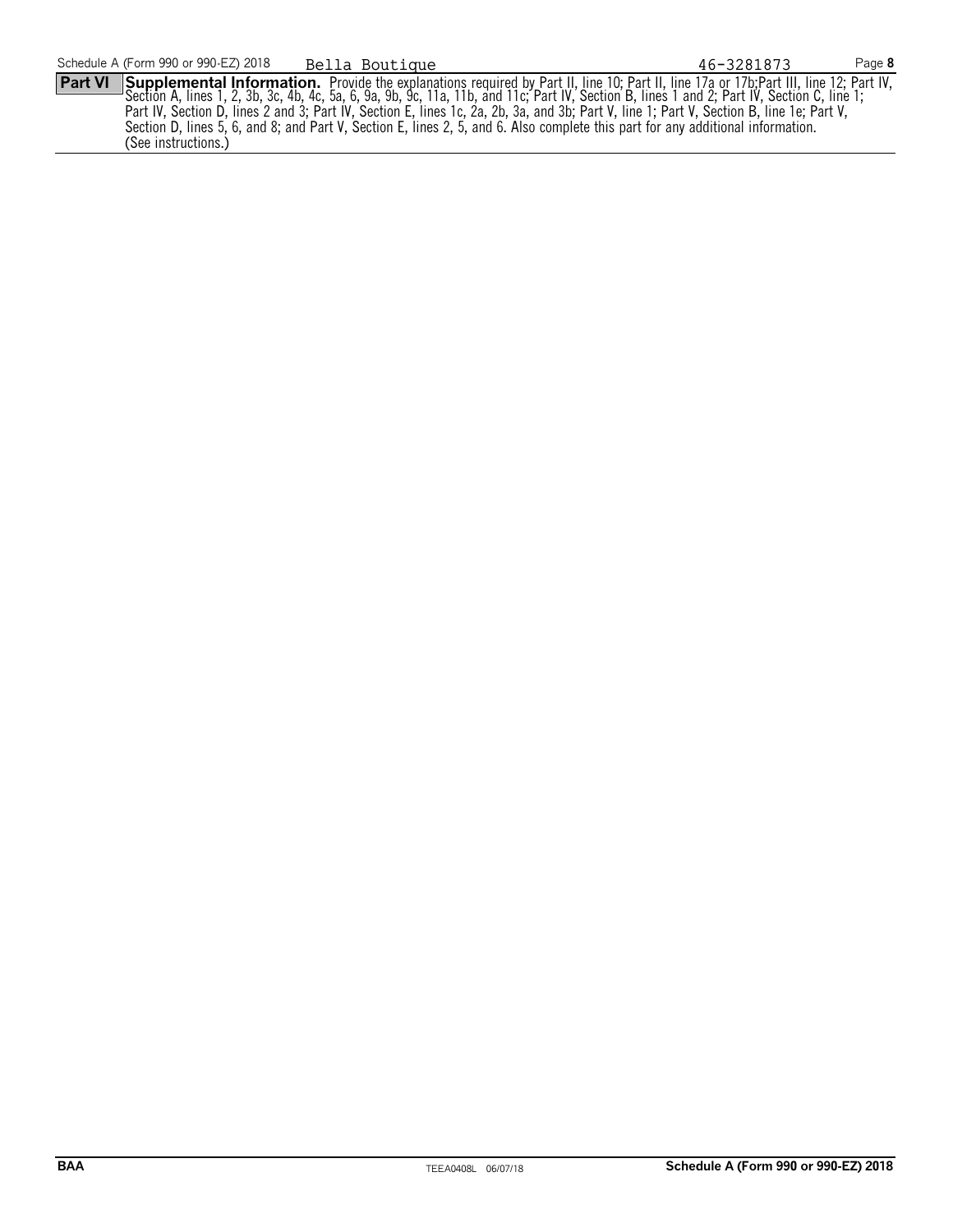Bella Boutique 46-3281873

**Part VI** **Supplemental Information.** Provide the explanations required by Part II, line 10; Part II, line 17a or 17b;Part III, line 12; Part IV, Section A, lines 1, 2, 3b, 3c, 4b, 4c, 5a, 6, 9a, 9b, 9c, 11a, 11b, and 11c; Part IV, Section B, lines 1 and 2; Part IV, Section C, line 1; Part IV, Section D, lines 2 and 3; Part IV, Section E, lines 1c, 2a, 2b, 3a, and 3b; Part V, line 1; Part V, Section B, line 1e; Part V, Section D, lines 5, 6, and 8; and Part V, Section E, lines 2, 5, and 6. Also complete this part for any additional information. (See instructions.)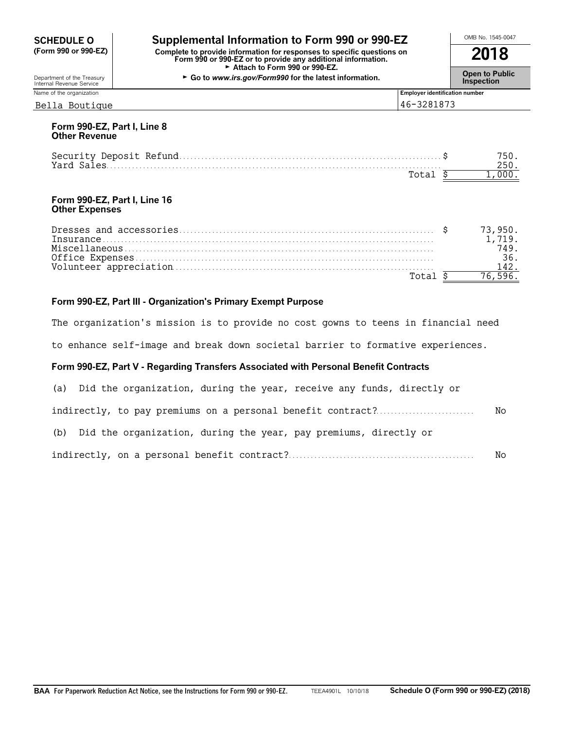**SCHEDULE O (Form 990 or 990-EZ)**

Department of the Treasury
Internal Revenue Service

# Supplemental Information to Form 990 or 990-EZ

**Complete to provide information for responses to specific questions on Form 990 or 990-EZ or to provide any additional information.**
► **Attach to Form 990 or 990-EZ.**
► **Go to** ***www.irs.gov/Form990*** **for the latest information.**

OMB No. 1545-0047

**2018**

**Open to Public Inspection**

| Name of the organization | Employer identification number |
|---|---|
| Bella Boutique | 46-3281873 |

### Form 990-EZ, Part I, Line 8
### Other Revenue

| | | |
|---|---|---|
| Security Deposit Refund | $ | 750. |
| Yard Sales | | 250. |
| Total | $ | 1,000. |

### Form 990-EZ, Part I, Line 16
### Other Expenses

| | | |
|---|---|---|
| Dresses and accessories | $ | 73,950. |
| Insurance | | 1,719. |
| Miscellaneous | | 749. |
| Office Expenses | | 36. |
| Volunteer appreciation | | 142. |
| Total | $ | 76,596. |

### Form 990-EZ, Part III - Organization's Primary Exempt Purpose

The organization's mission is to provide no cost gowns to teens in financial need to enhance self-image and break down societal barrier to formative experiences.

### Form 990-EZ, Part V - Regarding Transfers Associated with Personal Benefit Contracts

(a) Did the organization, during the year, receive any funds, directly or indirectly, to pay premiums on a personal benefit contract? No

(b) Did the organization, during the year, pay premiums, directly or indirectly, on a personal benefit contract? No

**BAA** For Paperwork Reduction Act Notice, see the Instructions for Form 990 or 990-EZ. TEEA4901L 10/10/18 **Schedule O (Form 990 or 990-EZ) (2018)**